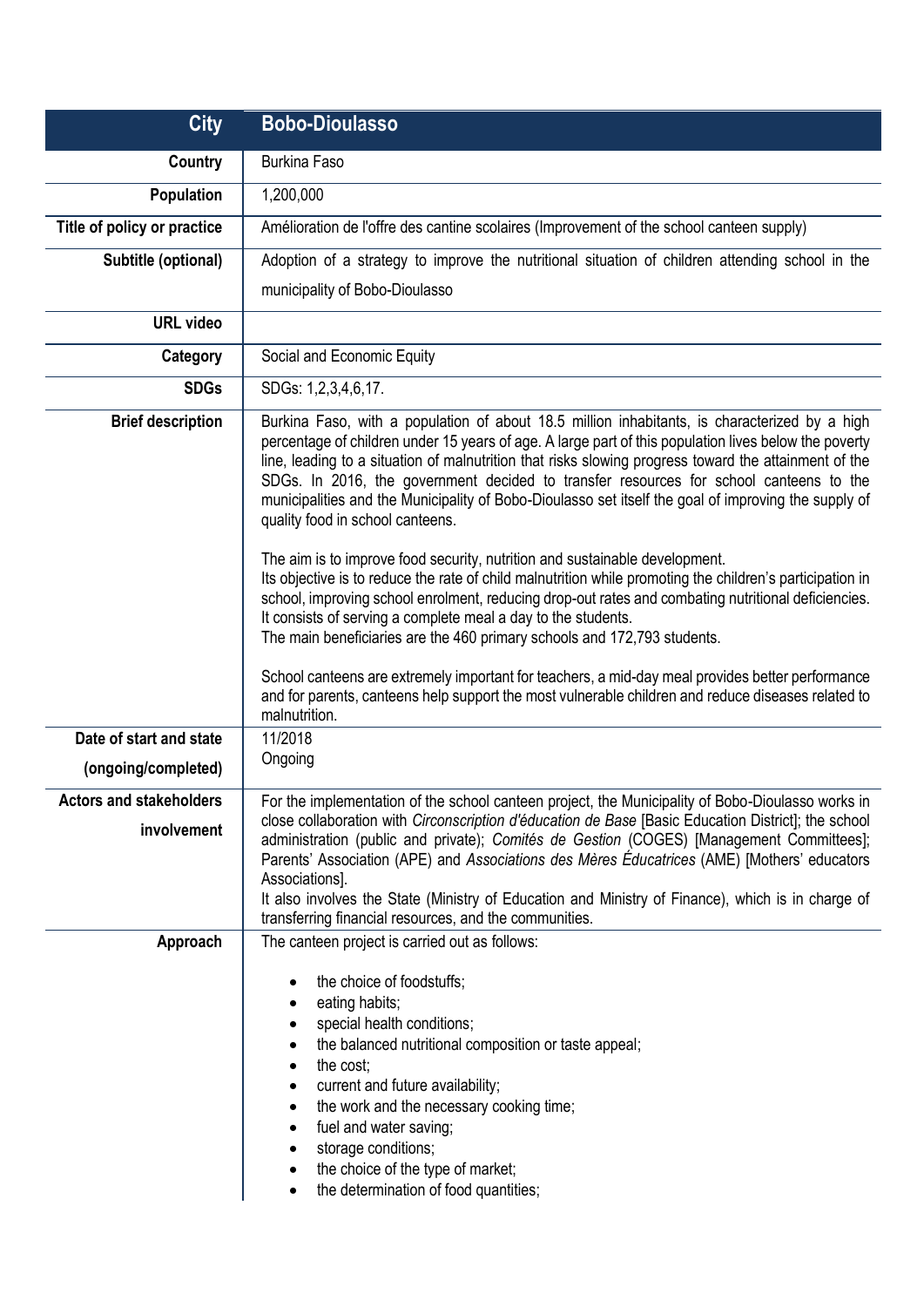| City | Bobo-Dioulasso |
|---|---|
| **Country** | Burkina Faso |
| **Population** | 1,200,000 |
| **Title of policy or practice** | Amélioration de l'offre des cantine scolaires (Improvement of the school canteen supply) |
| **Subtitle (optional)** | Adoption of a strategy to improve the nutritional situation of children attending school in the municipality of Bobo-Dioulasso |
| **URL video** | |
| **Category** | Social and Economic Equity |
| **SDGs** | SDGs: 1,2,3,4,6,17. |
| **Brief description** | Burkina Faso, with a population of about 18.5 million inhabitants, is characterized by a high percentage of children under 15 years of age. A large part of this population lives below the poverty line, leading to a situation of malnutrition that risks slowing progress toward the attainment of the SDGs. In 2016, the government decided to transfer resources for school canteens to the municipalities and the Municipality of Bobo-Dioulasso set itself the goal of improving the supply of quality food in school canteens.<br><br>The aim is to improve food security, nutrition and sustainable development.<br>Its objective is to reduce the rate of child malnutrition while promoting the children's participation in school, improving school enrolment, reducing drop-out rates and combating nutritional deficiencies. It consists of serving a complete meal a day to the students.<br>The main beneficiaries are the 460 primary schools and 172,793 students.<br><br>School canteens are extremely important for teachers, a mid-day meal provides better performance and for parents, canteens help support the most vulnerable children and reduce diseases related to malnutrition. |
| **Date of start and state (ongoing/completed)** | 11/2018<br>Ongoing |
| **Actors and stakeholders involvement** | For the implementation of the school canteen project, the Municipality of Bobo-Dioulasso works in close collaboration with *Circonscription d'éducation de Base* [Basic Education District]; the school administration (public and private); *Comités de Gestion* (COGES) [Management Committees]; Parents' Association (APE) and *Associations des Mères Éducatrices* (AME) [Mothers' educators Associations].<br>It also involves the State (Ministry of Education and Ministry of Finance), which is in charge of transferring financial resources, and the communities. |
| **Approach** | The canteen project is carried out as follows:<br><br>• the choice of foodstuffs;<br>• eating habits;<br>• special health conditions;<br>• the balanced nutritional composition or taste appeal;<br>• the cost;<br>• current and future availability;<br>• the work and the necessary cooking time;<br>• fuel and water saving;<br>• storage conditions;<br>• the choice of the type of market;<br>• the determination of food quantities; |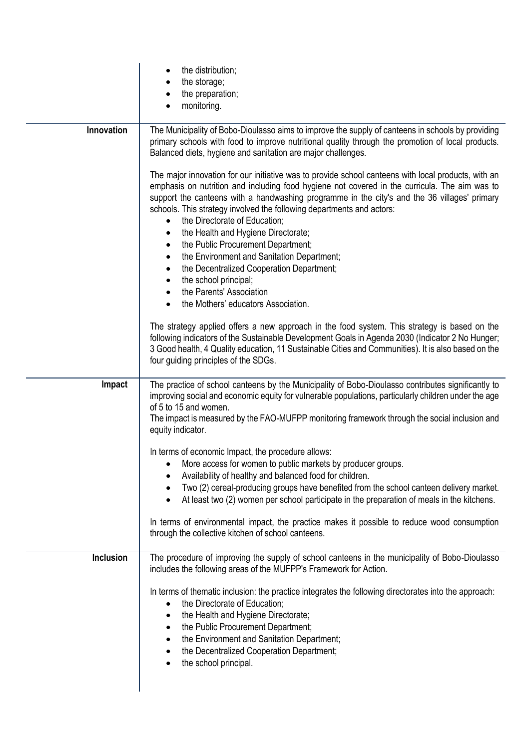| | |
|---|---|
| | • the distribution;<br>• the storage;<br>• the preparation;<br>• monitoring. |
| **Innovation** | The Municipality of Bobo-Dioulasso aims to improve the supply of canteens in schools by providing primary schools with food to improve nutritional quality through the promotion of local products. Balanced diets, hygiene and sanitation are major challenges.<br><br>The major innovation for our initiative was to provide school canteens with local products, with an emphasis on nutrition and including food hygiene not covered in the curricula. The aim was to support the canteens with a handwashing programme in the city's and the 36 villages' primary schools. This strategy involved the following departments and actors:<br>• the Directorate of Education;<br>• the Health and Hygiene Directorate;<br>• the Public Procurement Department;<br>• the Environment and Sanitation Department;<br>• the Decentralized Cooperation Department;<br>• the school principal;<br>• the Parents' Association<br>• the Mothers' educators Association.<br><br>The strategy applied offers a new approach in the food system. This strategy is based on the following indicators of the Sustainable Development Goals in Agenda 2030 (Indicator 2 No Hunger; 3 Good health, 4 Quality education, 11 Sustainable Cities and Communities). It is also based on the four guiding principles of the SDGs. |
| **Impact** | The practice of school canteens by the Municipality of Bobo-Dioulasso contributes significantly to improving social and economic equity for vulnerable populations, particularly children under the age of 5 to 15 and women.<br>The impact is measured by the FAO-MUFPP monitoring framework through the social inclusion and equity indicator.<br><br>In terms of economic Impact, the procedure allows:<br>• More access for women to public markets by producer groups.<br>• Availability of healthy and balanced food for children.<br>• Two (2) cereal-producing groups have benefited from the school canteen delivery market.<br>• At least two (2) women per school participate in the preparation of meals in the kitchens.<br><br>In terms of environmental impact, the practice makes it possible to reduce wood consumption through the collective kitchen of school canteens. |
| **Inclusion** | The procedure of improving the supply of school canteens in the municipality of Bobo-Dioulasso includes the following areas of the MUFPP's Framework for Action.<br><br>In terms of thematic inclusion: the practice integrates the following directorates into the approach:<br>• the Directorate of Education;<br>• the Health and Hygiene Directorate;<br>• the Public Procurement Department;<br>• the Environment and Sanitation Department;<br>• the Decentralized Cooperation Department;<br>• the school principal. |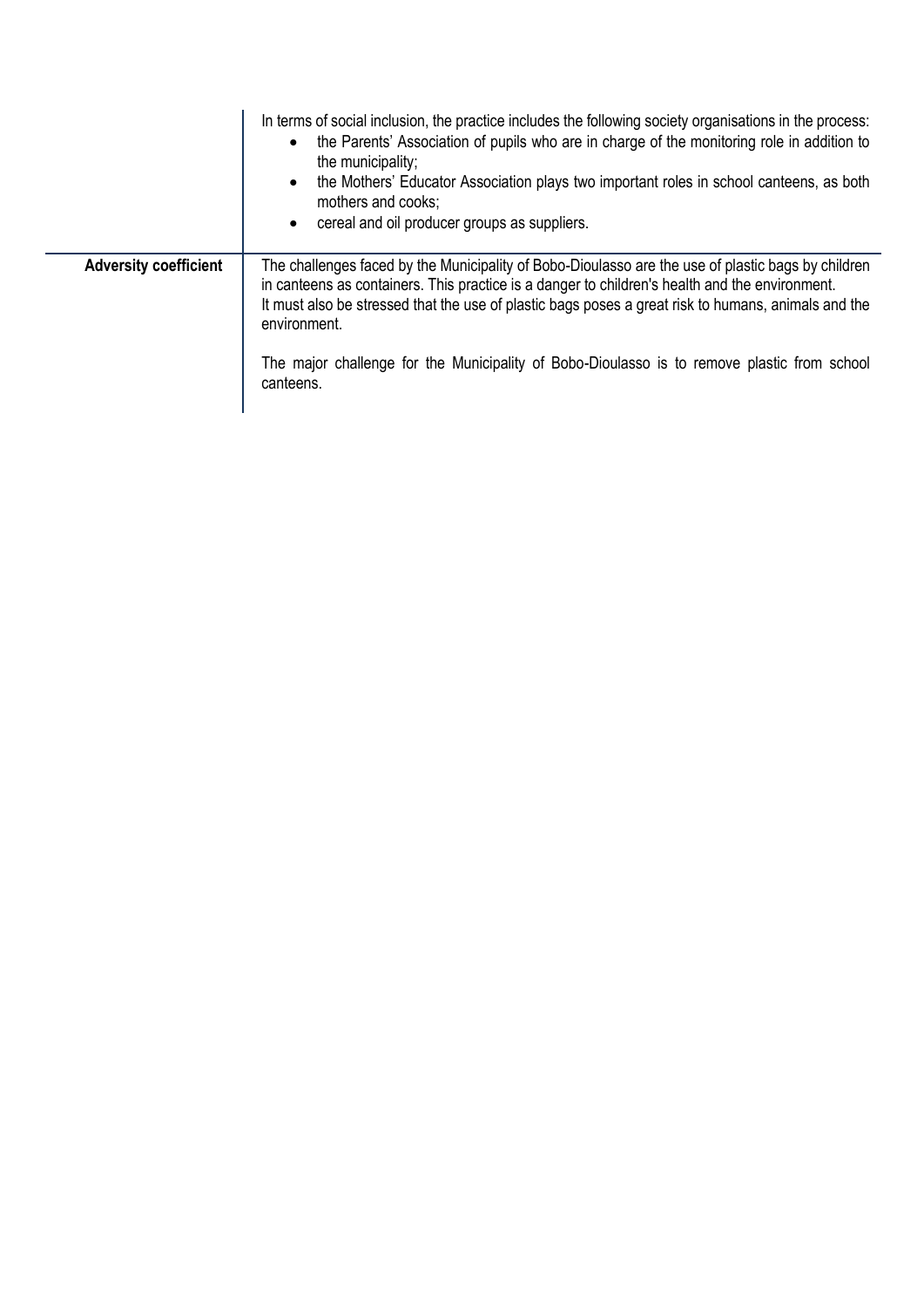| | |
|---|---|
| | In terms of social inclusion, the practice includes the following society organisations in the process:<br>• the Parents' Association of pupils who are in charge of the monitoring role in addition to the municipality;<br>• the Mothers' Educator Association plays two important roles in school canteens, as both mothers and cooks;<br>• cereal and oil producer groups as suppliers. |
| **Adversity coefficient** | The challenges faced by the Municipality of Bobo-Dioulasso are the use of plastic bags by children in canteens as containers. This practice is a danger to children's health and the environment.<br>It must also be stressed that the use of plastic bags poses a great risk to humans, animals and the environment.<br><br>The major challenge for the Municipality of Bobo-Dioulasso is to remove plastic from school canteens. |